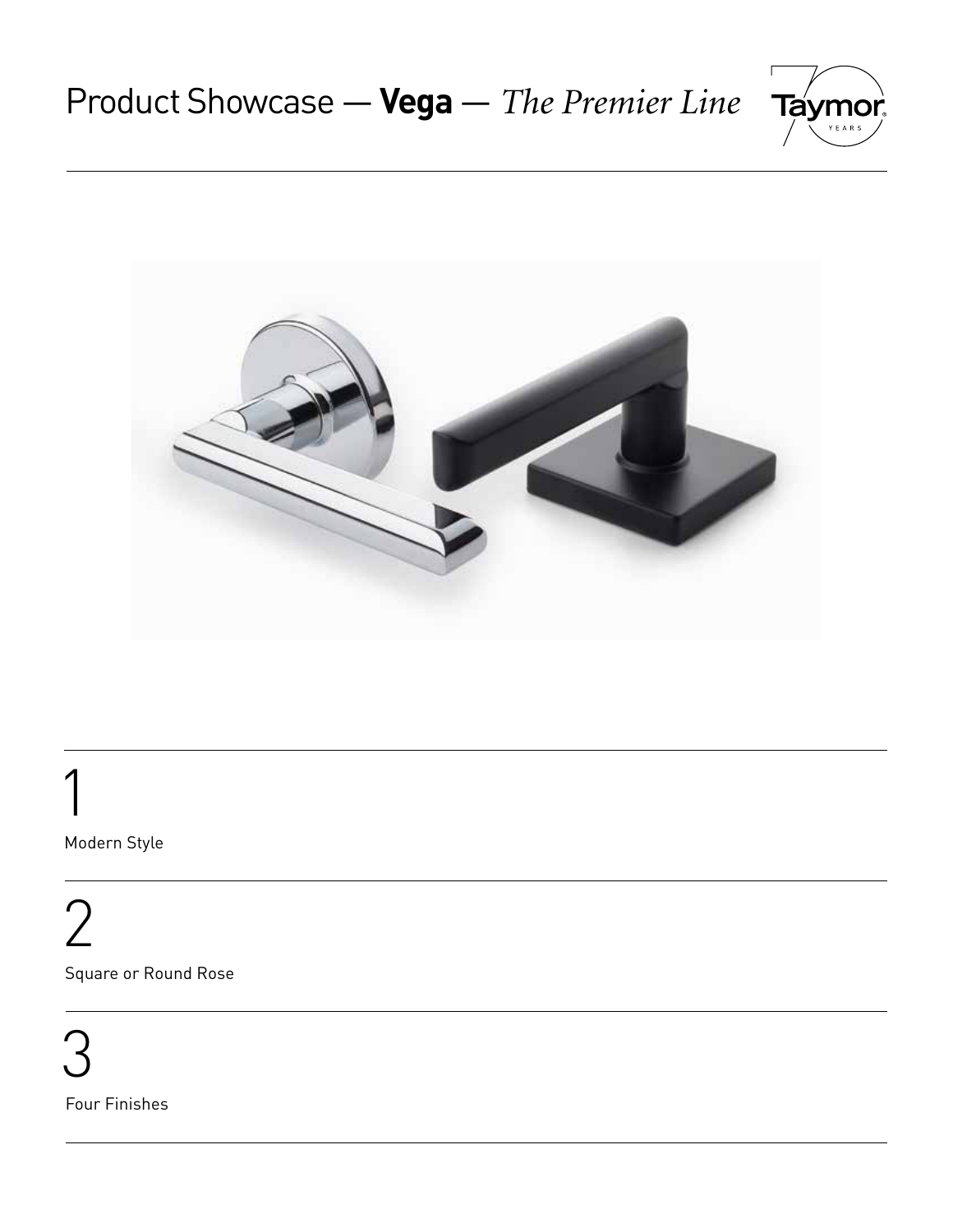# Product Showcase — **Vega** — *The Premier Line*

1

Modern Style

2

Square or Round Rose

3

Four Finishes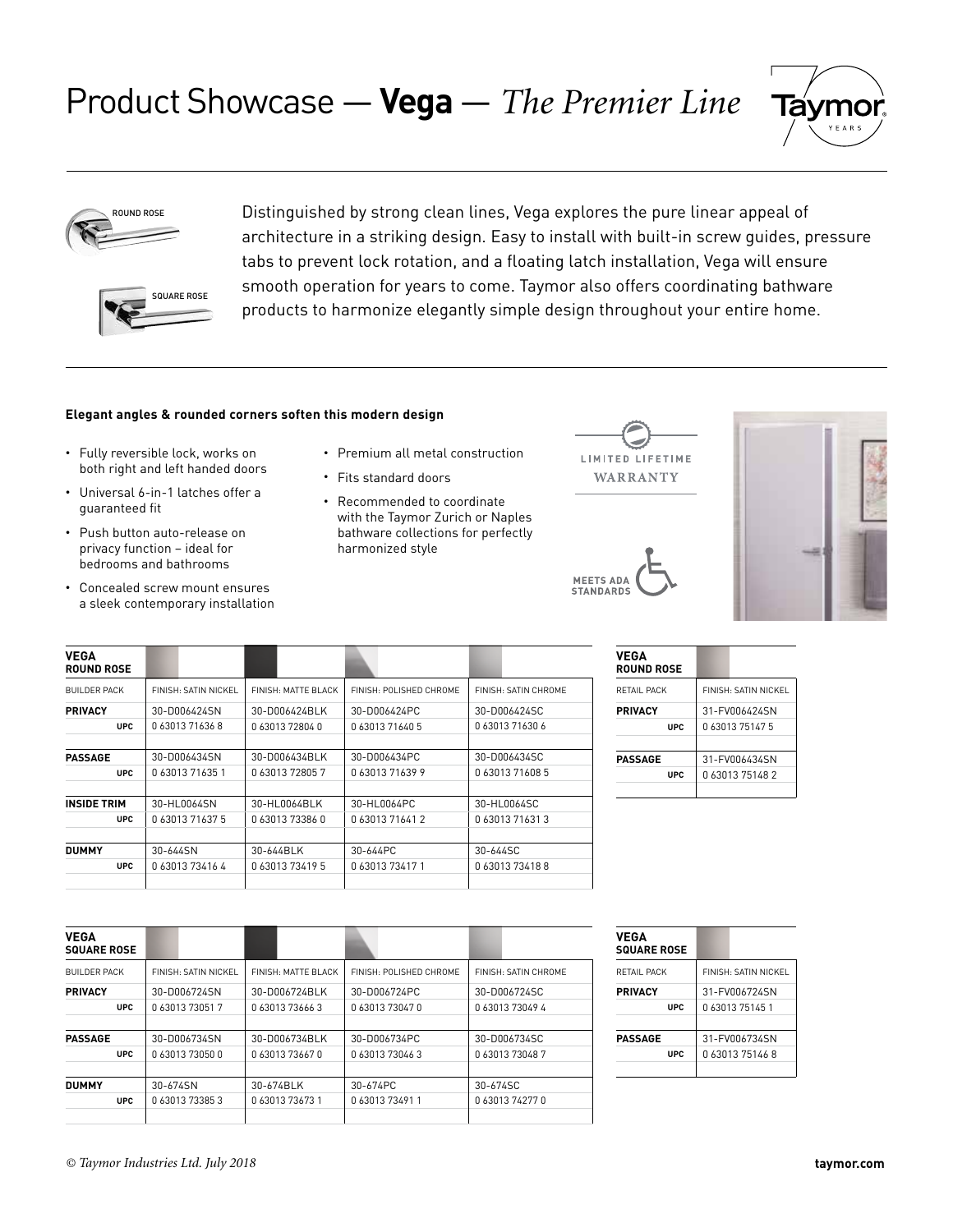# Product Showcase — **Vega** — *The Premier Line*

ROUND ROSE

SQUARE ROSE

Distinguished by strong clean lines, Vega explores the pure linear appeal of architecture in a striking design. Easy to install with built-in screw guides, pressure tabs to prevent lock rotation, and a floating latch installation, Vega will ensure smooth operation for years to come. Taymor also offers coordinating bathware products to harmonize elegantly simple design throughout your entire home.

**Elegant angles & rounded corners soften this modern design**

- Fully reversible lock, works on both right and left handed doors
- Universal 6-in-1 latches offer a guaranteed fit
- Push button auto-release on privacy function – ideal for bedrooms and bathrooms
- Concealed screw mount ensures a sleek contemporary installation
- Premium all metal construction
- Fits standard doors
- Recommended to coordinate with the Taymor Zurich or Naples bathware collections for perfectly harmonized style

LIMITED LIFETIME WARRANTY

MEETS ADA STANDARDS

| **VEGA ROUND ROSE** | | | | |
|---|---|---|---|---|
| BUILDER PACK | FINISH: SATIN NICKEL | FINISH: MATTE BLACK | FINISH: POLISHED CHROME | FINISH: SATIN CHROME |
| **PRIVACY** | 30-D006424SN | 30-D006424BLK | 30-D006424PC | 30-D006424SC |
| **UPC** | 0 63013 71636 8 | 0 63013 72804 0 | 0 63013 71640 5 | 0 63013 71630 6 |
| **PASSAGE** | 30-D006434SN | 30-D006434BLK | 30-D006434PC | 30-D006434SC |
| **UPC** | 0 63013 71635 1 | 0 63013 72805 7 | 0 63013 71639 9 | 0 63013 71608 5 |
| **INSIDE TRIM** | 30-HL0064SN | 30-HL0064BLK | 30-HL0064PC | 30-HL0064SC |
| **UPC** | 0 63013 71637 5 | 0 63013 73386 0 | 0 63013 71641 2 | 0 63013 71631 3 |
| **DUMMY** | 30-644SN | 30-644BLK | 30-644PC | 30-644SC |
| **UPC** | 0 63013 73416 4 | 0 63013 73419 5 | 0 63013 73417 1 | 0 63013 73418 8 |

| **VEGA ROUND ROSE** | |
|---|---|
| RETAIL PACK | FINISH: SATIN NICKEL |
| **PRIVACY** | 31-FV006424SN |
| **UPC** | 0 63013 75147 5 |
| **PASSAGE** | 31-FV006434SN |
| **UPC** | 0 63013 75148 2 |

| **VEGA SQUARE ROSE** | | | | |
|---|---|---|---|---|
| BUILDER PACK | FINISH: SATIN NICKEL | FINISH: MATTE BLACK | FINISH: POLISHED CHROME | FINISH: SATIN CHROME |
| **PRIVACY** | 30-D006724SN | 30-D006724BLK | 30-D006724PC | 30-D006724SC |
| **UPC** | 0 63013 73051 7 | 0 63013 73666 3 | 0 63013 73047 0 | 0 63013 73049 4 |
| **PASSAGE** | 30-D006734SN | 30-D006734BLK | 30-D006734PC | 30-D006734SC |
| **UPC** | 0 63013 73050 0 | 0 63013 73667 0 | 0 63013 73046 3 | 0 63013 73048 7 |
| **DUMMY** | 30-674SN | 30-674BLK | 30-674PC | 30-674SC |
| **UPC** | 0 63013 73385 3 | 0 63013 73673 1 | 0 63013 73491 1 | 0 63013 74277 0 |

| **VEGA SQUARE ROSE** | |
|---|---|
| RETAIL PACK | FINISH: SATIN NICKEL |
| **PRIVACY** | 31-FV006724SN |
| **UPC** | 0 63013 75145 1 |
| **PASSAGE** | 31-FV006734SN |
| **UPC** | 0 63013 75146 8 |

*© Taymor Industries Ltd. July 2018*

**taymor.com**